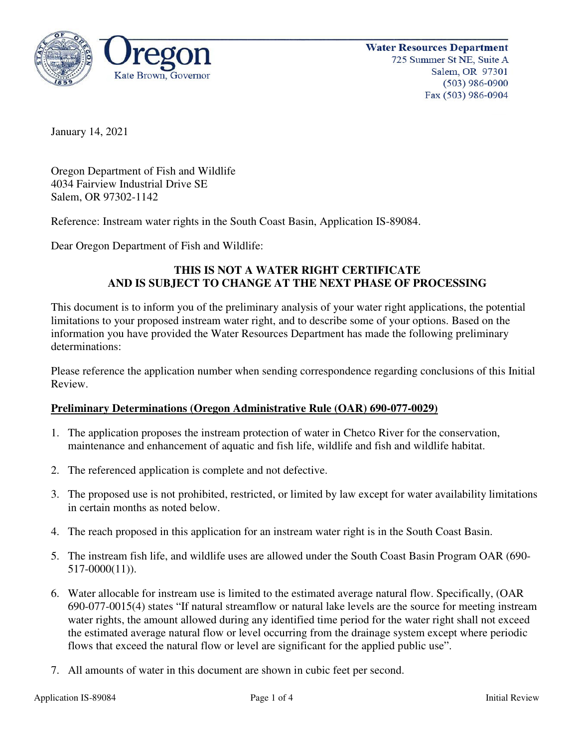Oregon
Kate Brown, Governor

**Water Resources Department**
725 Summer St NE, Suite A
Salem, OR 97301
(503) 986-0900
Fax (503) 986-0904

January 14, 2021

Oregon Department of Fish and Wildlife
4034 Fairview Industrial Drive SE
Salem, OR 97302-1142

Reference: Instream water rights in the South Coast Basin, Application IS-89084.

Dear Oregon Department of Fish and Wildlife:

**THIS IS NOT A WATER RIGHT CERTIFICATE**
**AND IS SUBJECT TO CHANGE AT THE NEXT PHASE OF PROCESSING**

This document is to inform you of the preliminary analysis of your water right applications, the potential limitations to your proposed instream water right, and to describe some of your options. Based on the information you have provided the Water Resources Department has made the following preliminary determinations:

Please reference the application number when sending correspondence regarding conclusions of this Initial Review.

## Preliminary Determinations (Oregon Administrative Rule (OAR) 690-077-0029)

1. The application proposes the instream protection of water in Chetco River for the conservation, maintenance and enhancement of aquatic and fish life, wildlife and fish and wildlife habitat.

2. The referenced application is complete and not defective.

3. The proposed use is not prohibited, restricted, or limited by law except for water availability limitations in certain months as noted below.

4. The reach proposed in this application for an instream water right is in the South Coast Basin.

5. The instream fish life, and wildlife uses are allowed under the South Coast Basin Program OAR (690-517-0000(11)).

6. Water allocable for instream use is limited to the estimated average natural flow. Specifically, (OAR 690-077-0015(4) states "If natural streamflow or natural lake levels are the source for meeting instream water rights, the amount allowed during any identified time period for the water right shall not exceed the estimated average natural flow or level occurring from the drainage system except where periodic flows that exceed the natural flow or level are significant for the applied public use".

7. All amounts of water in this document are shown in cubic feet per second.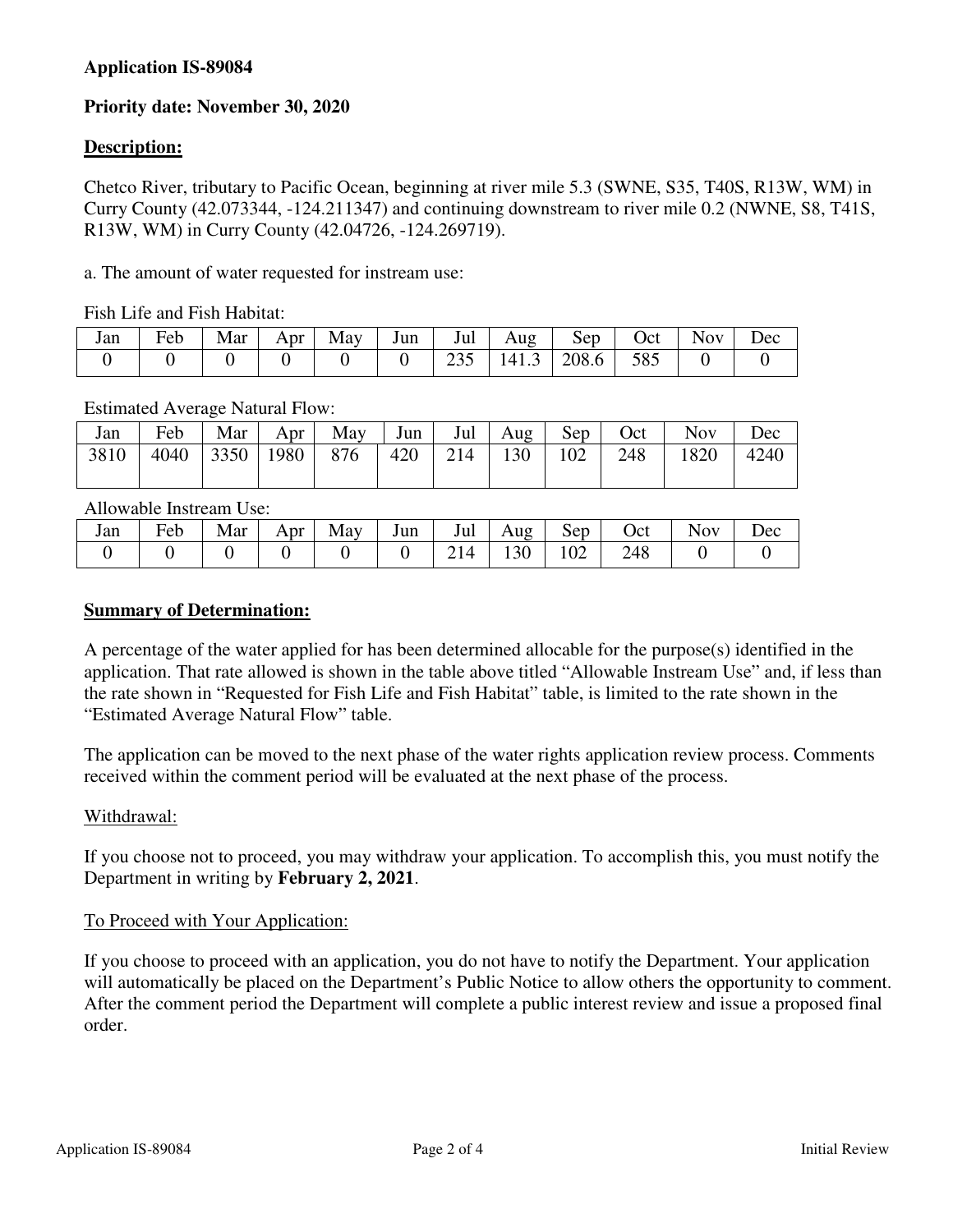**Application IS-89084**

**Priority date: November 30, 2020**

**Description:**

Chetco River, tributary to Pacific Ocean, beginning at river mile 5.3 (SWNE, S35, T40S, R13W, WM) in Curry County (42.073344, -124.211347) and continuing downstream to river mile 0.2 (NWNE, S8, T41S, R13W, WM) in Curry County (42.04726, -124.269719).

a. The amount of water requested for instream use:

Fish Life and Fish Habitat:

| Jan | Feb | Mar | Apr | May | Jun | Jul | Aug | Sep | Oct | Nov | Dec |
|---|---|---|---|---|---|---|---|---|---|---|---|
| 0 | 0 | 0 | 0 | 0 | 0 | 235 | 141.3 | 208.6 | 585 | 0 | 0 |

Estimated Average Natural Flow:

| Jan | Feb | Mar | Apr | May | Jun | Jul | Aug | Sep | Oct | Nov | Dec |
|---|---|---|---|---|---|---|---|---|---|---|---|
| 3810 | 4040 | 3350 | 1980 | 876 | 420 | 214 | 130 | 102 | 248 | 1820 | 4240 |

Allowable Instream Use:

| Jan | Feb | Mar | Apr | May | Jun | Jul | Aug | Sep | Oct | Nov | Dec |
|---|---|---|---|---|---|---|---|---|---|---|---|
| 0 | 0 | 0 | 0 | 0 | 0 | 214 | 130 | 102 | 248 | 0 | 0 |

**Summary of Determination:**

A percentage of the water applied for has been determined allocable for the purpose(s) identified in the application. That rate allowed is shown in the table above titled "Allowable Instream Use" and, if less than the rate shown in "Requested for Fish Life and Fish Habitat" table, is limited to the rate shown in the "Estimated Average Natural Flow" table.

The application can be moved to the next phase of the water rights application review process. Comments received within the comment period will be evaluated at the next phase of the process.

Withdrawal:

If you choose not to proceed, you may withdraw your application. To accomplish this, you must notify the Department in writing by **February 2, 2021**.

To Proceed with Your Application:

If you choose to proceed with an application, you do not have to notify the Department. Your application will automatically be placed on the Department's Public Notice to allow others the opportunity to comment. After the comment period the Department will complete a public interest review and issue a proposed final order.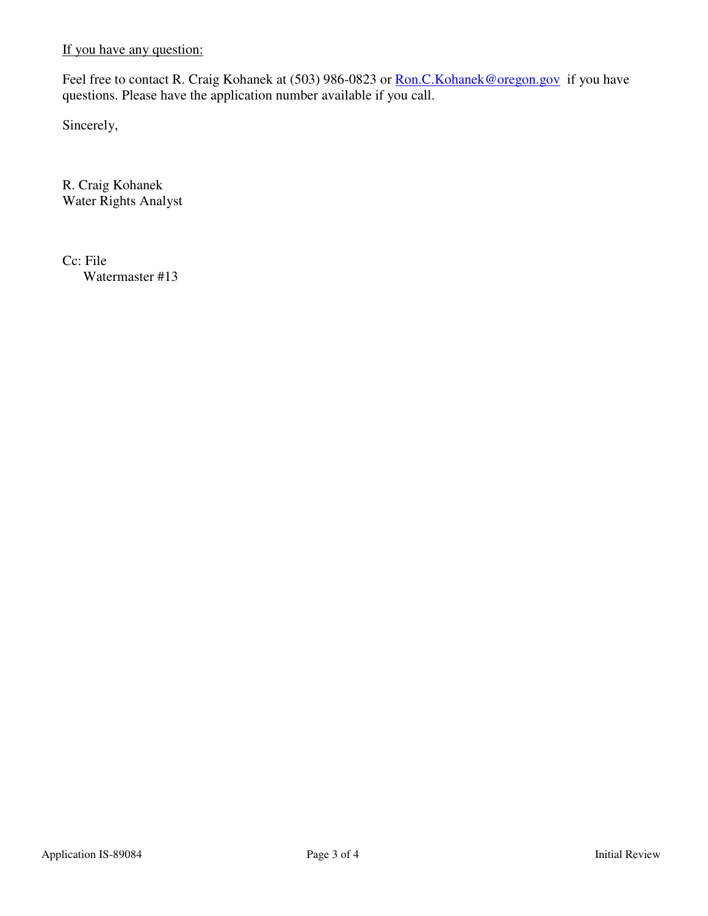<u>If you have any question:</u>

Feel free to contact R. Craig Kohanek at (503) 986-0823 or [Ron.C.Kohanek@oregon.gov](mailto:Ron.C.Kohanek@oregon.gov) if you have questions. Please have the application number available if you call.

Sincerely,

R. Craig Kohanek
Water Rights Analyst

Cc: File
Watermaster #13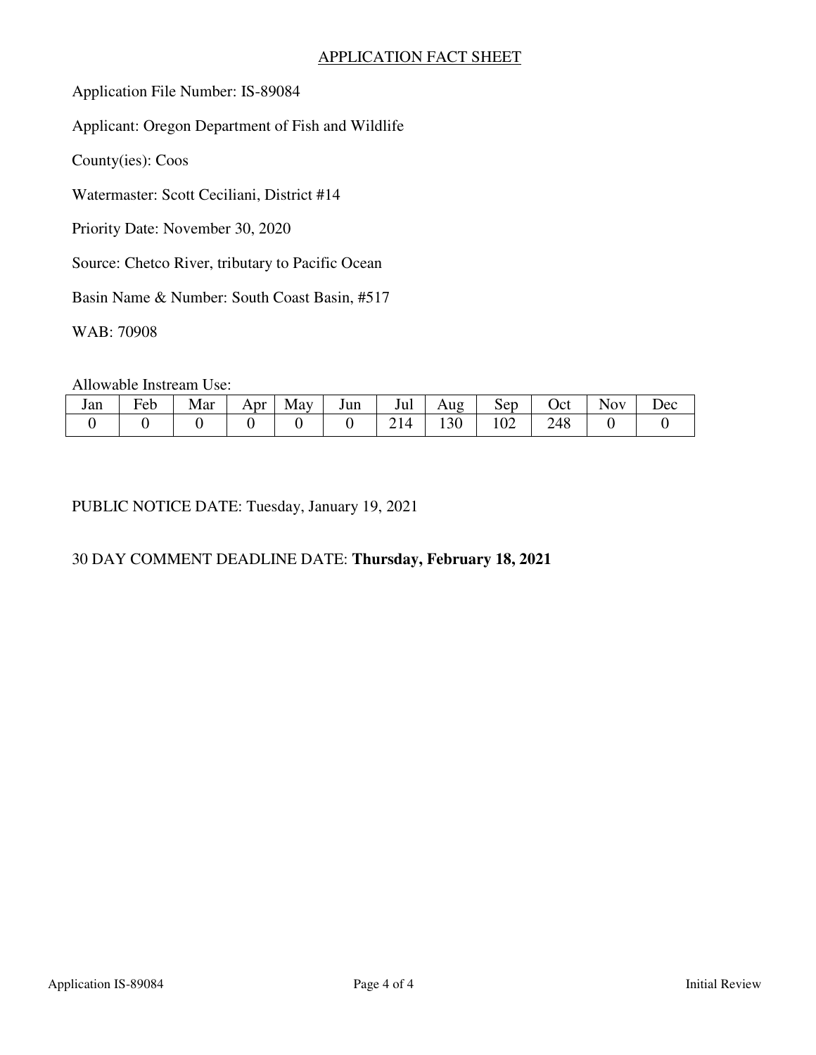# APPLICATION FACT SHEET

Application File Number: IS-89084

Applicant: Oregon Department of Fish and Wildlife

County(ies): Coos

Watermaster: Scott Ceciliani, District #14

Priority Date: November 30, 2020

Source: Chetco River, tributary to Pacific Ocean

Basin Name & Number: South Coast Basin, #517

WAB: 70908

Allowable Instream Use:

| Jan | Feb | Mar | Apr | May | Jun | Jul | Aug | Sep | Oct | Nov | Dec |
|---|---|---|---|---|---|---|---|---|---|---|---|
| 0 | 0 | 0 | 0 | 0 | 0 | 214 | 130 | 102 | 248 | 0 | 0 |

PUBLIC NOTICE DATE: Tuesday, January 19, 2021

30 DAY COMMENT DEADLINE DATE: **Thursday, February 18, 2021**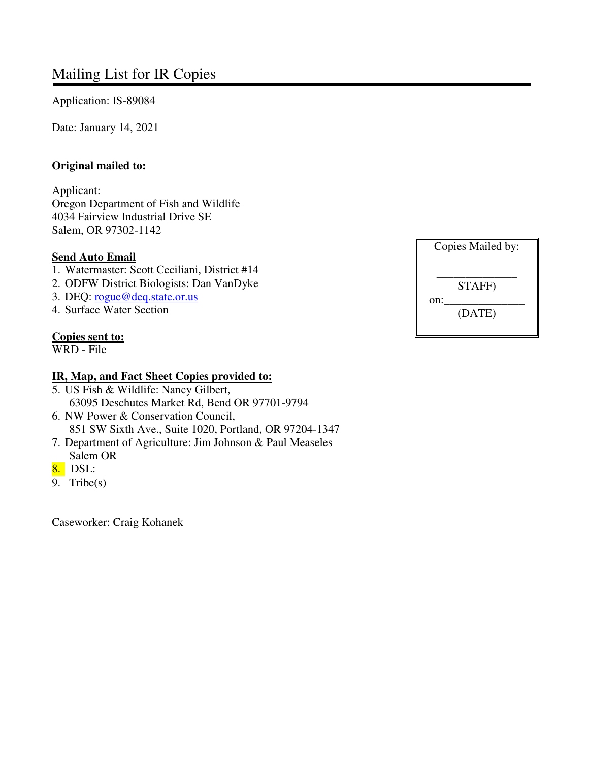# Mailing List for IR Copies

Application: IS-89084

Date: January 14, 2021

**Original mailed to:**

Applicant:
Oregon Department of Fish and Wildlife
4034 Fairview Industrial Drive SE
Salem, OR 97302-1142

**Send Auto Email**

1. Watermaster: Scott Ceciliani, District #14
2. ODFW District Biologists: Dan VanDyke
3. DEQ: rogue@deq.state.or.us
4. Surface Water Section

**Copies sent to:**
WRD - File

**IR, Map, and Fact Sheet Copies provided to:**

5. US Fish & Wildlife: Nancy Gilbert,
   63095 Deschutes Market Rd, Bend OR 97701-9794
6. NW Power & Conservation Council,
   851 SW Sixth Ave., Suite 1020, Portland, OR 97204-1347
7. Department of Agriculture: Jim Johnson & Paul Measeles
   Salem OR
8. DSL:
9. Tribe(s)

Copies Mailed by:

______________
STAFF)
on:______________
(DATE)

Caseworker: Craig Kohanek